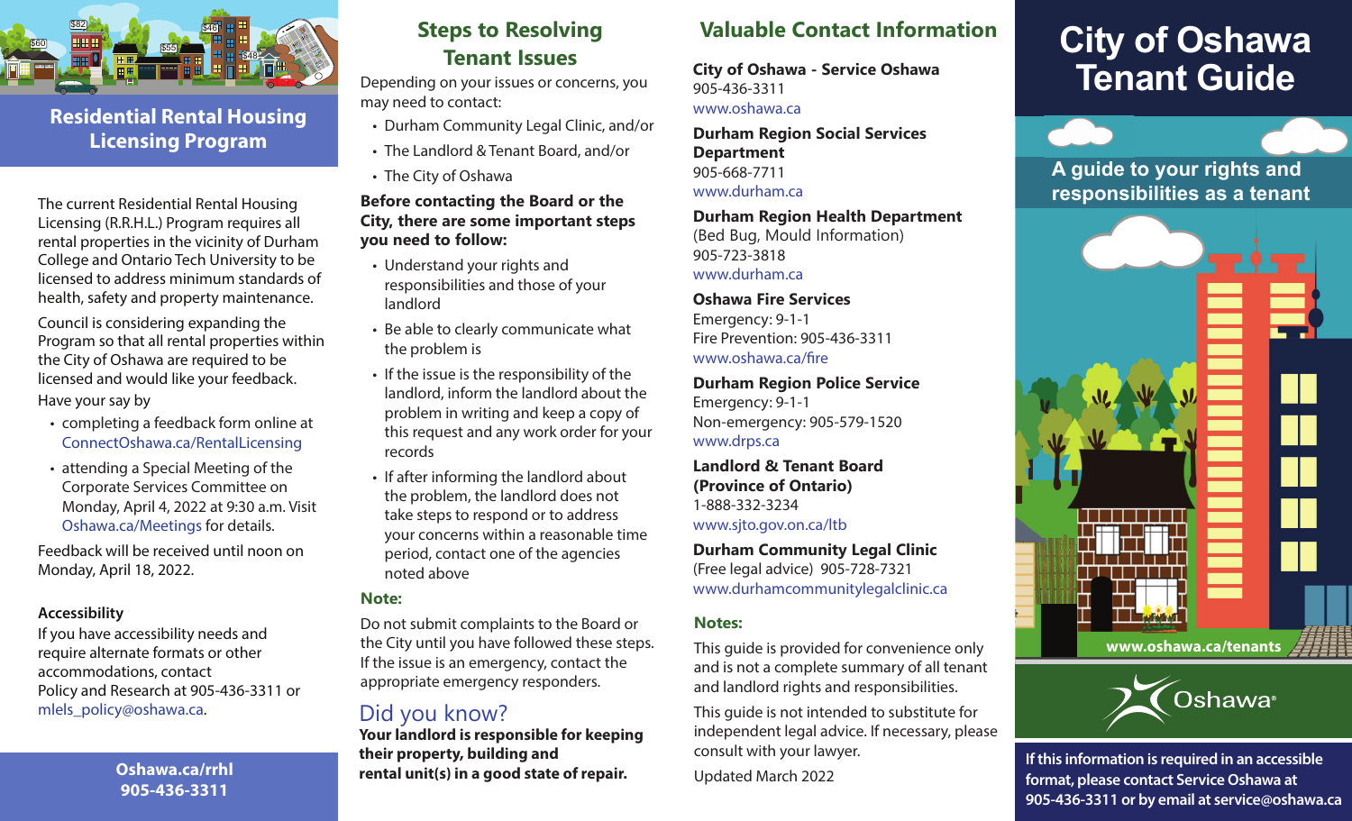## Residential Rental Housing Licensing Program

The current Residential Rental Housing Licensing (R.R.H.L.) Program requires all rental properties in the vicinity of Durham College and Ontario Tech University to be licensed to address minimum standards of health, safety and property maintenance.

Council is considering expanding the Program so that all rental properties within the City of Oshawa are required to be licensed and would like your feedback.

Have your say by

- completing a feedback form online at ConnectOshawa.ca/RentalLicensing
- attending a Special Meeting of the Corporate Services Committee on Monday, April 4, 2022 at 9:30 a.m. Visit Oshawa.ca/Meetings for details.

Feedback will be received until noon on Monday, April 18, 2022.

### Accessibility

If you have accessibility needs and require alternate formats or other accommodations, contact Policy and Research at 905-436-3311 or mlels_policy@oshawa.ca.

**Oshawa.ca/rrhl**
**905-436-3311**

## Steps to Resolving Tenant Issues

Depending on your issues or concerns, you may need to contact:

- Durham Community Legal Clinic, and/or
- The Landlord & Tenant Board, and/or
- The City of Oshawa

**Before contacting the Board or the City, there are some important steps you need to follow:**

- Understand your rights and responsibilities and those of your landlord
- Be able to clearly communicate what the problem is
- If the issue is the responsibility of the landlord, inform the landlord about the problem in writing and keep a copy of this request and any work order for your records
- If after informing the landlord about the problem, the landlord does not take steps to respond or to address your concerns within a reasonable time period, contact one of the agencies noted above

### Note:

Do not submit complaints to the Board or the City until you have followed these steps. If the issue is an emergency, contact the appropriate emergency responders.

### Did you know?

**Your landlord is responsible for keeping their property, building and rental unit(s) in a good state of repair.**

## Valuable Contact Information

**City of Oshawa - Service Oshawa**
905-436-3311
www.oshawa.ca

**Durham Region Social Services Department**
905-668-7711
www.durham.ca

**Durham Region Health Department**
(Bed Bug, Mould Information)
905-723-3818
www.durham.ca

**Oshawa Fire Services**
Emergency: 9-1-1
Fire Prevention: 905-436-3311
www.oshawa.ca/fire

**Durham Region Police Service**
Emergency: 9-1-1
Non-emergency: 905-579-1520
www.drps.ca

**Landlord & Tenant Board (Province of Ontario)**
1-888-332-3234
www.sjto.gov.on.ca/ltb

**Durham Community Legal Clinic**
(Free legal advice) 905-728-7321
www.durhamcommunitylegalclinic.ca

### Notes:

This guide is provided for convenience only and is not a complete summary of all tenant and landlord rights and responsibilities.

This guide is not intended to substitute for independent legal advice. If necessary, please consult with your lawyer.

Updated March 2022

# City of Oshawa Tenant Guide

**A guide to your rights and responsibilities as a tenant**

**www.oshawa.ca/tenants**

Oshawa

**If this information is required in an accessible format, please contact Service Oshawa at 905-436-3311 or by email at service@oshawa.ca**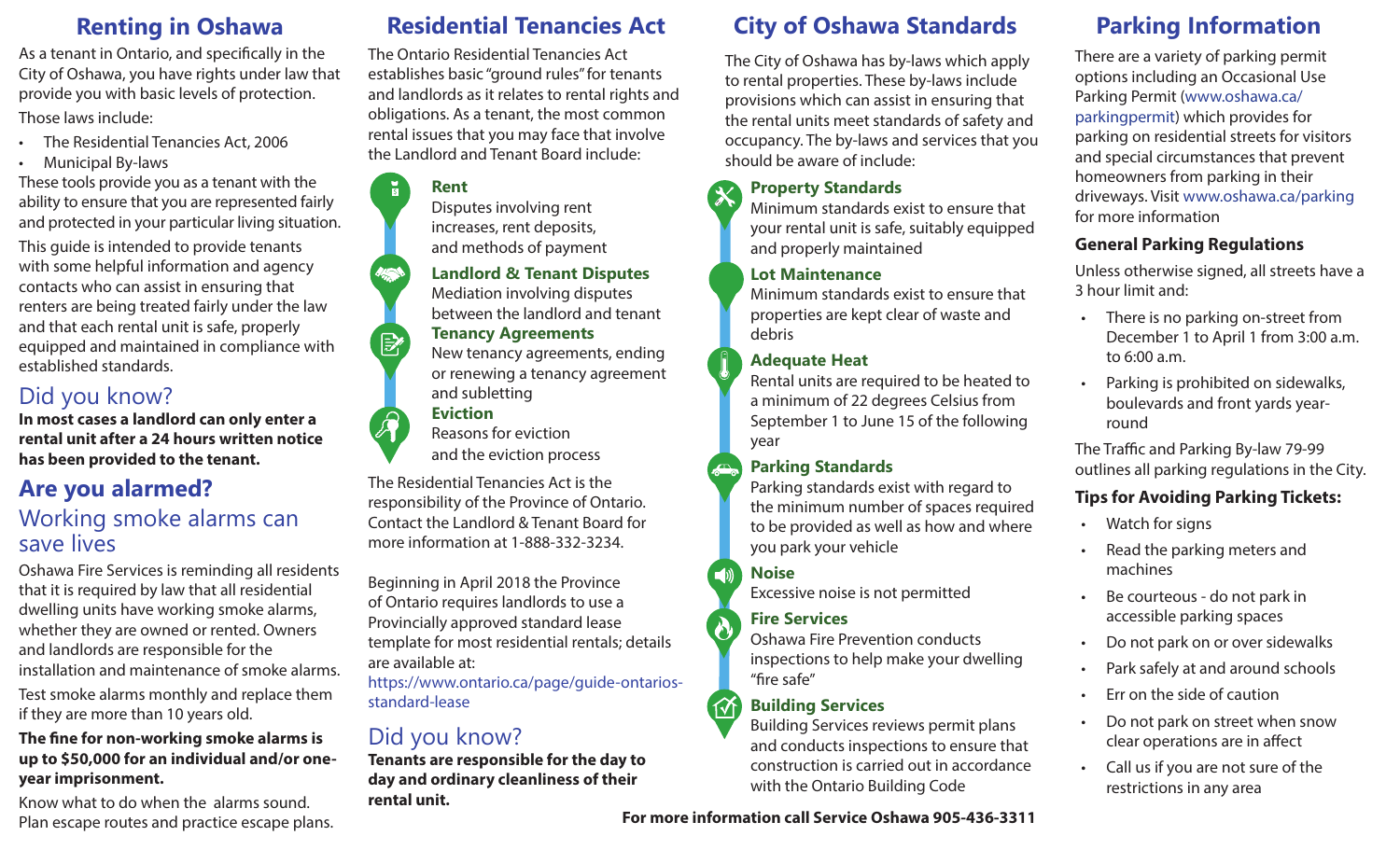## Renting in Oshawa

As a tenant in Ontario, and specifically in the City of Oshawa, you have rights under law that provide you with basic levels of protection.

Those laws include:

- The Residential Tenancies Act, 2006
- Municipal By-laws

These tools provide you as a tenant with the ability to ensure that you are represented fairly and protected in your particular living situation.

This guide is intended to provide tenants with some helpful information and agency contacts who can assist in ensuring that renters are being treated fairly under the law and that each rental unit is safe, properly equipped and maintained in compliance with established standards.

### Did you know?

**In most cases a landlord can only enter a rental unit after a 24 hours written notice has been provided to the tenant.**

## Are you alarmed?

### Working smoke alarms can save lives

Oshawa Fire Services is reminding all residents that it is required by law that all residential dwelling units have working smoke alarms, whether they are owned or rented. Owners and landlords are responsible for the installation and maintenance of smoke alarms.

Test smoke alarms monthly and replace them if they are more than 10 years old.

**The fine for non-working smoke alarms is up to $50,000 for an individual and/or one-year imprisonment.**

Know what to do when the alarms sound. Plan escape routes and practice escape plans.

## Residential Tenancies Act

The Ontario Residential Tenancies Act establishes basic "ground rules" for tenants and landlords as it relates to rental rights and obligations. As a tenant, the most common rental issues that you may face that involve the Landlord and Tenant Board include:

**Rent**
Disputes involving rent increases, rent deposits, and methods of payment

**Landlord & Tenant Disputes**
Mediation involving disputes between the landlord and tenant

**Tenancy Agreements**
New tenancy agreements, ending or renewing a tenancy agreement and subletting

**Eviction**
Reasons for eviction and the eviction process

The Residential Tenancies Act is the responsibility of the Province of Ontario. Contact the Landlord & Tenant Board for more information at 1-888-332-3234.

Beginning in April 2018 the Province of Ontario requires landlords to use a Provincially approved standard lease template for most residential rentals; details are available at: https://www.ontario.ca/page/guide-ontarios-standard-lease

### Did you know?

**Tenants are responsible for the day to day and ordinary cleanliness of their rental unit.**

## City of Oshawa Standards

The City of Oshawa has by-laws which apply to rental properties. These by-laws include provisions which can assist in ensuring that the rental units meet standards of safety and occupancy. The by-laws and services that you should be aware of include:

**Property Standards**
Minimum standards exist to ensure that your rental unit is safe, suitably equipped and properly maintained

**Lot Maintenance**
Minimum standards exist to ensure that properties are kept clear of waste and debris

**Adequate Heat**
Rental units are required to be heated to a minimum of 22 degrees Celsius from September 1 to June 15 of the following year

**Parking Standards**
Parking standards exist with regard to the minimum number of spaces required to be provided as well as how and where you park your vehicle

**Noise**
Excessive noise is not permitted

**Fire Services**
Oshawa Fire Prevention conducts inspections to help make your dwelling "fire safe"

**Building Services**
Building Services reviews permit plans and conducts inspections to ensure that construction is carried out in accordance with the Ontario Building Code

**For more information call Service Oshawa 905-436-3311**

## Parking Information

There are a variety of parking permit options including an Occasional Use Parking Permit (www.oshawa.ca/parkingpermit) which provides for parking on residential streets for visitors and special circumstances that prevent homeowners from parking in their driveways. Visit www.oshawa.ca/parking for more information

### General Parking Regulations

Unless otherwise signed, all streets have a 3 hour limit and:

- There is no parking on-street from December 1 to April 1 from 3:00 a.m. to 6:00 a.m.
- Parking is prohibited on sidewalks, boulevards and front yards year-round

The Traffic and Parking By-law 79-99 outlines all parking regulations in the City.

### Tips for Avoiding Parking Tickets:

- Watch for signs
- Read the parking meters and machines
- Be courteous - do not park in accessible parking spaces
- Do not park on or over sidewalks
- Park safely at and around schools
- Err on the side of caution
- Do not park on street when snow clear operations are in affect
- Call us if you are not sure of the restrictions in any area